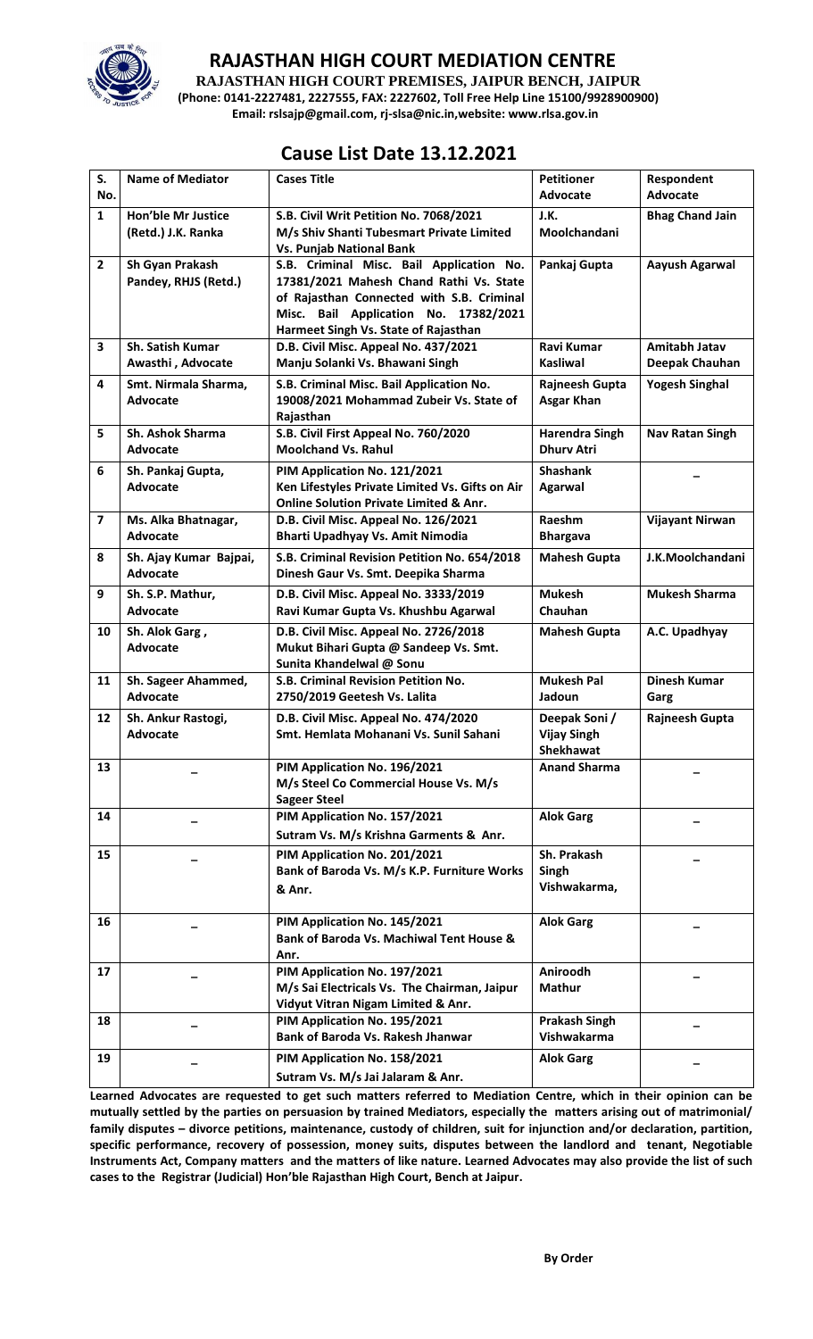# RAJASTHAN HIGH COURT MEDIATION CENTRE

**RAJASTHAN HIGH COURT PREMISES, JAIPUR BENCH, JAIPUR**

**(Phone: 0141-2227481, 2227555, FAX: 2227602, Toll Free Help Line 15100/9928900900)**

**Email: rslsajp@gmail.com, rj-slsa@nic.in,website: www.rlsa.gov.in**

## Cause List Date 13.12.2021

| S. No. | Name of Mediator | Cases Title | Petitioner Advocate | Respondent Advocate |
|---|---|---|---|---|
| 1 | Hon'ble Mr Justice (Retd.) J.K. Ranka | S.B. Civil Writ Petition No. 7068/2021 M/s Shiv Shanti Tubesmart Private Limited Vs. Punjab National Bank | J.K. Moolchandani | Bhag Chand Jain |
| 2 | Sh Gyan Prakash Pandey, RHJS (Retd.) | S.B. Criminal Misc. Bail Application No. 17381/2021 Mahesh Chand Rathi Vs. State of Rajasthan Connected with S.B. Criminal Misc. Bail Application No. 17382/2021 Harmeet Singh Vs. State of Rajasthan | Pankaj Gupta | Aayush Agarwal |
| 3 | Sh. Satish Kumar Awasthi , Advocate | D.B. Civil Misc. Appeal No. 437/2021 Manju Solanki Vs. Bhawani Singh | Ravi Kumar Kasliwal | Amitabh Jatav Deepak Chauhan |
| 4 | Smt. Nirmala Sharma, Advocate | S.B. Criminal Misc. Bail Application No. 19008/2021 Mohammad Zubeir Vs. State of Rajasthan | Rajneesh Gupta Asgar Khan | Yogesh Singhal |
| 5 | Sh. Ashok Sharma Advocate | S.B. Civil First Appeal No. 760/2020 Moolchand Vs. Rahul | Harendra Singh Dhurv Atri | Nav Ratan Singh |
| 6 | Sh. Pankaj Gupta, Advocate | PIM Application No. 121/2021 Ken Lifestyles Private Limited Vs. Gifts on Air Online Solution Private Limited & Anr. | Shashank Agarwal | – |
| 7 | Ms. Alka Bhatnagar, Advocate | D.B. Civil Misc. Appeal No. 126/2021 Bharti Upadhyay Vs. Amit Nimodia | Raeshm Bhargava | Vijayant Nirwan |
| 8 | Sh. Ajay Kumar Bajpai, Advocate | S.B. Criminal Revision Petition No. 654/2018 Dinesh Gaur Vs. Smt. Deepika Sharma | Mahesh Gupta | J.K.Moolchandani |
| 9 | Sh. S.P. Mathur, Advocate | D.B. Civil Misc. Appeal No. 3333/2019 Ravi Kumar Gupta Vs. Khushbu Agarwal | Mukesh Chauhan | Mukesh Sharma |
| 10 | Sh. Alok Garg , Advocate | D.B. Civil Misc. Appeal No. 2726/2018 Mukut Bihari Gupta @ Sandeep Vs. Smt. Sunita Khandelwal @ Sonu | Mahesh Gupta | A.C. Upadhyay |
| 11 | Sh. Sageer Ahammed, Advocate | S.B. Criminal Revision Petition No. 2750/2019 Geetesh Vs. Lalita | Mukesh Pal Jadoun | Dinesh Kumar Garg |
| 12 | Sh. Ankur Rastogi, Advocate | D.B. Civil Misc. Appeal No. 474/2020 Smt. Hemlata Mohanani Vs. Sunil Sahani | Deepak Soni / Vijay Singh Shekhawat | Rajneesh Gupta |
| 13 | – | PIM Application No. 196/2021 M/s Steel Co Commercial House Vs. M/s Sageer Steel | Anand Sharma | – |
| 14 | – | PIM Application No. 157/2021 Sutram Vs. M/s Krishna Garments & Anr. | Alok Garg | – |
| 15 | – | PIM Application No. 201/2021 Bank of Baroda Vs. M/s K.P. Furniture Works & Anr. | Sh. Prakash Singh Vishwakarma, | – |
| 16 | – | PIM Application No. 145/2021 Bank of Baroda Vs. Machiwal Tent House & Anr. | Alok Garg | – |
| 17 | – | PIM Application No. 197/2021 M/s Sai Electricals Vs. The Chairman, Jaipur Vidyut Vitran Nigam Limited & Anr. | Aniroodh Mathur | – |
| 18 | – | PIM Application No. 195/2021 Bank of Baroda Vs. Rakesh Jhanwar | Prakash Singh Vishwakarma | – |
| 19 | – | PIM Application No. 158/2021 Sutram Vs. M/s Jai Jalaram & Anr. | Alok Garg | – |

**Learned Advocates are requested to get such matters referred to Mediation Centre, which in their opinion can be mutually settled by the parties on persuasion by trained Mediators, especially the matters arising out of matrimonial/ family disputes – divorce petitions, maintenance, custody of children, suit for injunction and/or declaration, partition, specific performance, recovery of possession, money suits, disputes between the landlord and tenant, Negotiable Instruments Act, Company matters and the matters of like nature. Learned Advocates may also provide the list of such cases to the Registrar (Judicial) Hon'ble Rajasthan High Court, Bench at Jaipur.**

**By Order**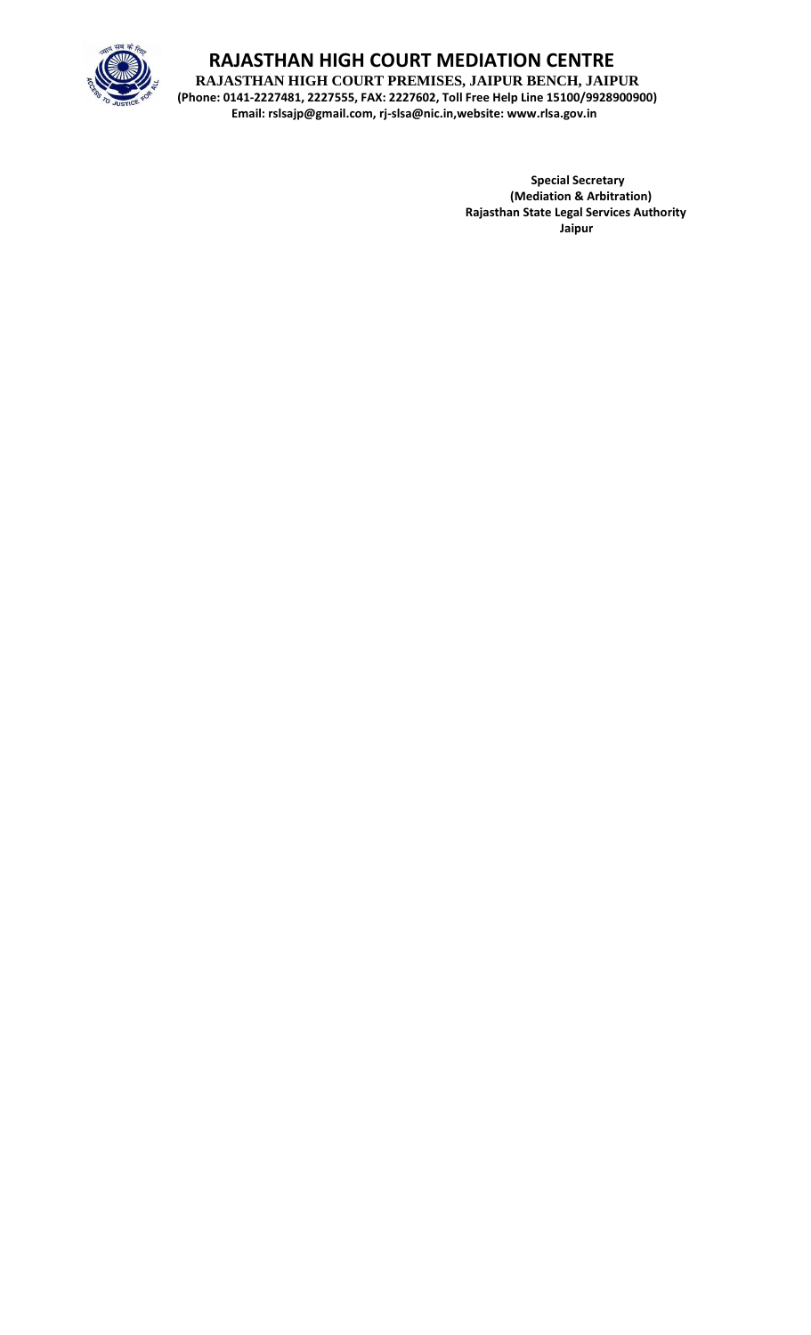# RAJASTHAN HIGH COURT MEDIATION CENTRE

**RAJASTHAN HIGH COURT PREMISES, JAIPUR BENCH, JAIPUR**

**(Phone: 0141-2227481, 2227555, FAX: 2227602, Toll Free Help Line 15100/9928900900)**

**Email: rslsajp@gmail.com, rj-slsa@nic.in,website: www.rlsa.gov.in**

**Special Secretary**
**(Mediation & Arbitration)**
**Rajasthan State Legal Services Authority**
**Jaipur**